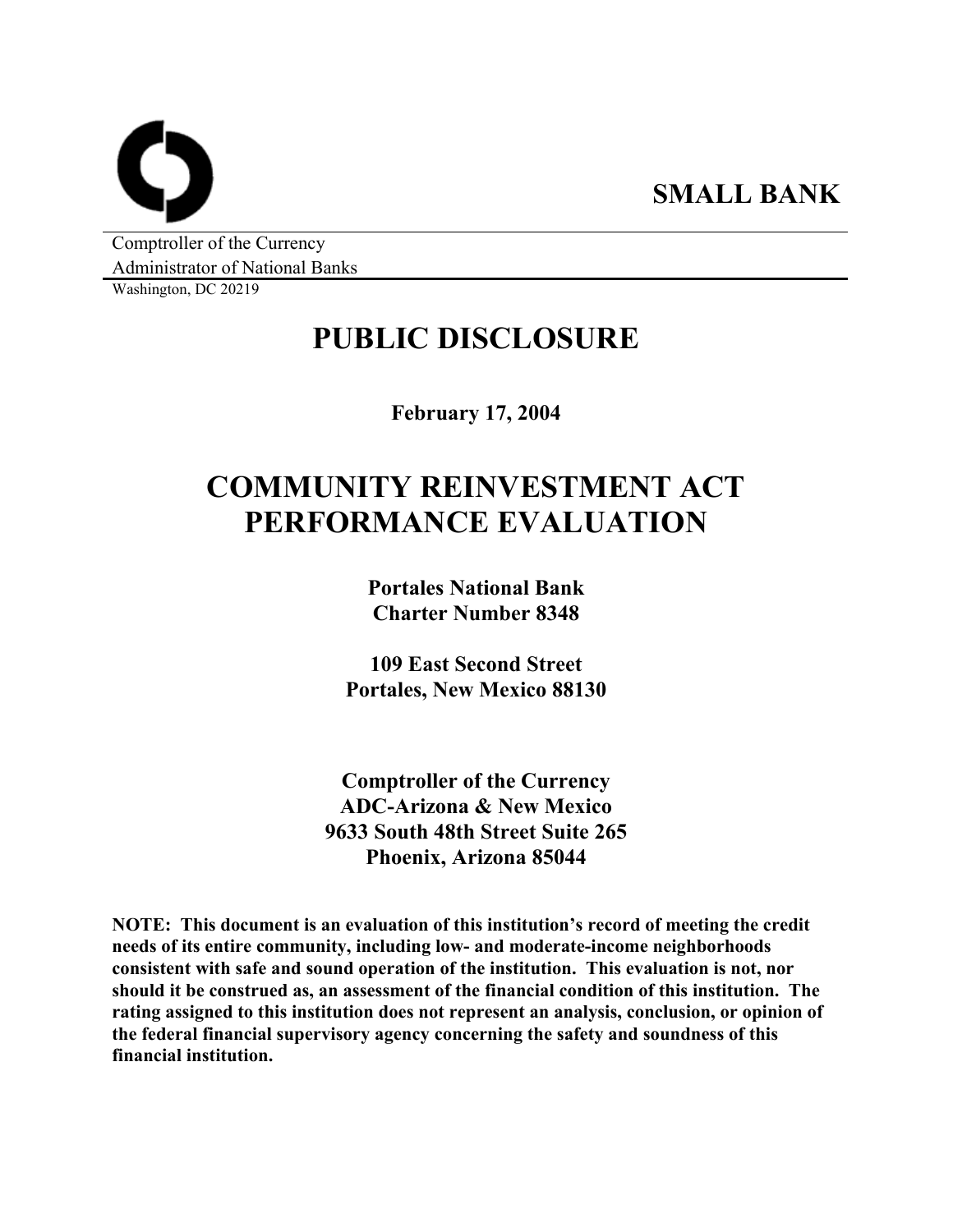**SMALL BANK**

Comptroller of the Currency
Administrator of National Banks
Washington, DC 20219

# PUBLIC DISCLOSURE

**February 17, 2004**

# COMMUNITY REINVESTMENT ACT PERFORMANCE EVALUATION

**Portales National Bank**
**Charter Number 8348**

**109 East Second Street**
**Portales, New Mexico 88130**

**Comptroller of the Currency**
**ADC-Arizona & New Mexico**
**9633 South 48th Street Suite 265**
**Phoenix, Arizona 85044**

**NOTE: This document is an evaluation of this institution's record of meeting the credit needs of its entire community, including low- and moderate-income neighborhoods consistent with safe and sound operation of the institution. This evaluation is not, nor should it be construed as, an assessment of the financial condition of this institution. The rating assigned to this institution does not represent an analysis, conclusion, or opinion of the federal financial supervisory agency concerning the safety and soundness of this financial institution.**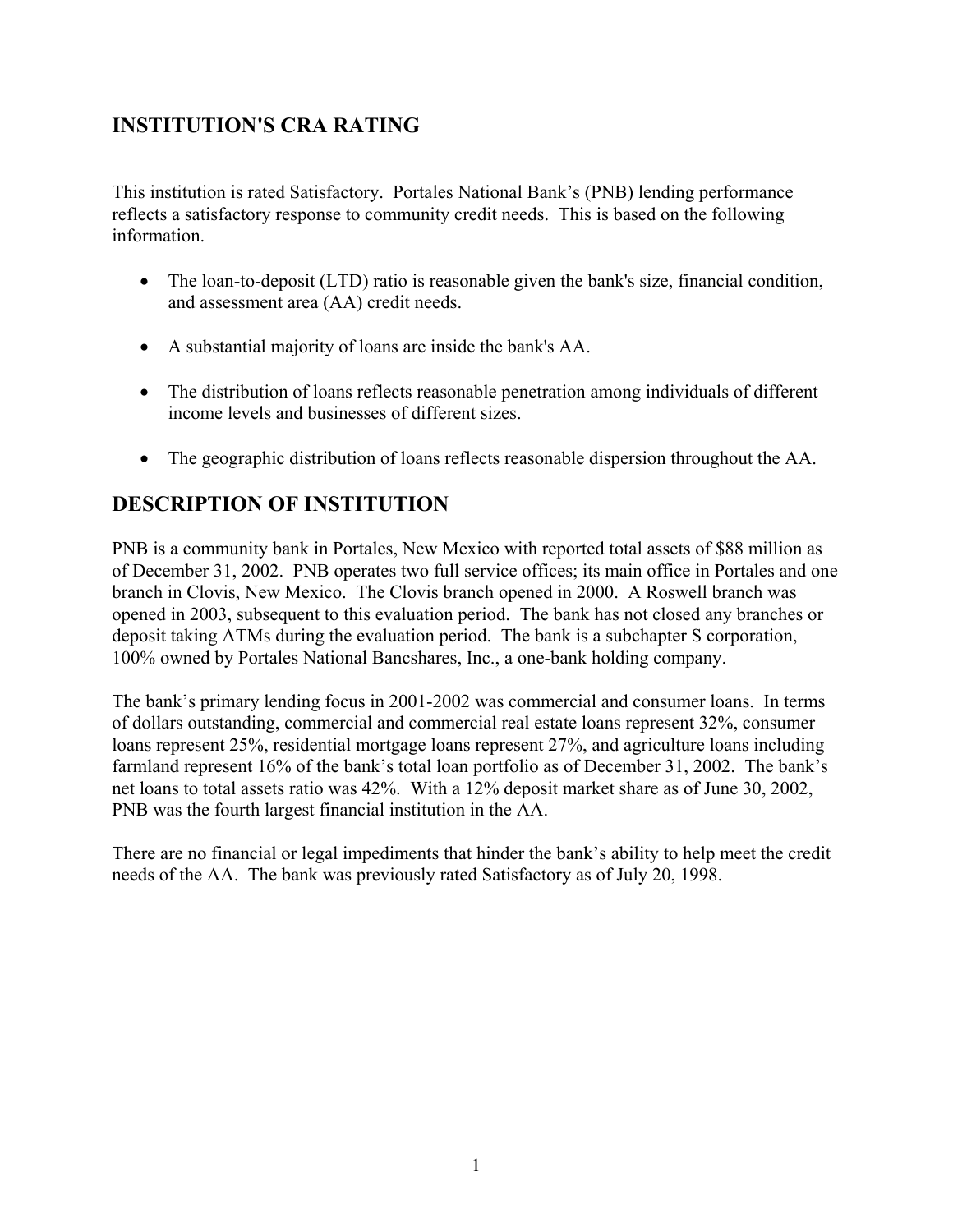## INSTITUTION'S CRA RATING

This institution is rated Satisfactory. Portales National Bank's (PNB) lending performance reflects a satisfactory response to community credit needs. This is based on the following information.

- The loan-to-deposit (LTD) ratio is reasonable given the bank's size, financial condition, and assessment area (AA) credit needs.
- A substantial majority of loans are inside the bank's AA.
- The distribution of loans reflects reasonable penetration among individuals of different income levels and businesses of different sizes.
- The geographic distribution of loans reflects reasonable dispersion throughout the AA.

## DESCRIPTION OF INSTITUTION

PNB is a community bank in Portales, New Mexico with reported total assets of $88 million as of December 31, 2002. PNB operates two full service offices; its main office in Portales and one branch in Clovis, New Mexico. The Clovis branch opened in 2000. A Roswell branch was opened in 2003, subsequent to this evaluation period. The bank has not closed any branches or deposit taking ATMs during the evaluation period. The bank is a subchapter S corporation, 100% owned by Portales National Bancshares, Inc., a one-bank holding company.

The bank's primary lending focus in 2001-2002 was commercial and consumer loans. In terms of dollars outstanding, commercial and commercial real estate loans represent 32%, consumer loans represent 25%, residential mortgage loans represent 27%, and agriculture loans including farmland represent 16% of the bank's total loan portfolio as of December 31, 2002. The bank's net loans to total assets ratio was 42%. With a 12% deposit market share as of June 30, 2002, PNB was the fourth largest financial institution in the AA.

There are no financial or legal impediments that hinder the bank's ability to help meet the credit needs of the AA. The bank was previously rated Satisfactory as of July 20, 1998.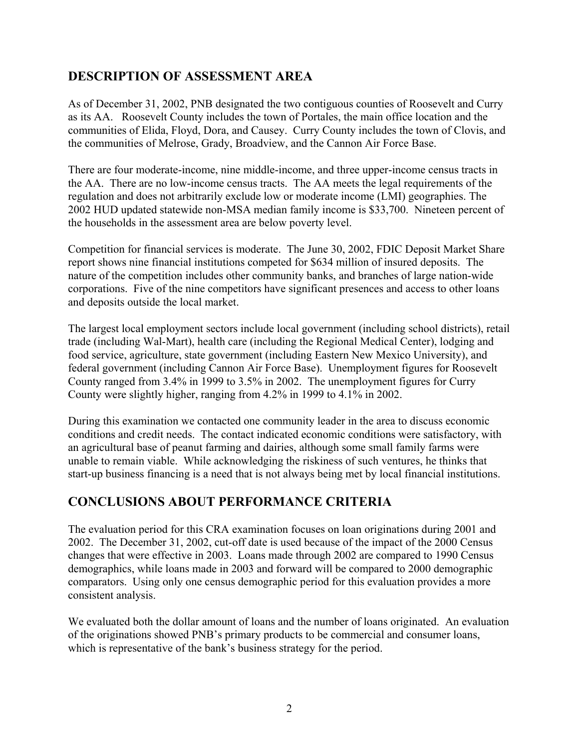## DESCRIPTION OF ASSESSMENT AREA

As of December 31, 2002, PNB designated the two contiguous counties of Roosevelt and Curry as its AA. Roosevelt County includes the town of Portales, the main office location and the communities of Elida, Floyd, Dora, and Causey. Curry County includes the town of Clovis, and the communities of Melrose, Grady, Broadview, and the Cannon Air Force Base.

There are four moderate-income, nine middle-income, and three upper-income census tracts in the AA. There are no low-income census tracts. The AA meets the legal requirements of the regulation and does not arbitrarily exclude low or moderate income (LMI) geographies. The 2002 HUD updated statewide non-MSA median family income is $33,700. Nineteen percent of the households in the assessment area are below poverty level.

Competition for financial services is moderate. The June 30, 2002, FDIC Deposit Market Share report shows nine financial institutions competed for $634 million of insured deposits. The nature of the competition includes other community banks, and branches of large nation-wide corporations. Five of the nine competitors have significant presences and access to other loans and deposits outside the local market.

The largest local employment sectors include local government (including school districts), retail trade (including Wal-Mart), health care (including the Regional Medical Center), lodging and food service, agriculture, state government (including Eastern New Mexico University), and federal government (including Cannon Air Force Base). Unemployment figures for Roosevelt County ranged from 3.4% in 1999 to 3.5% in 2002. The unemployment figures for Curry County were slightly higher, ranging from 4.2% in 1999 to 4.1% in 2002.

During this examination we contacted one community leader in the area to discuss economic conditions and credit needs. The contact indicated economic conditions were satisfactory, with an agricultural base of peanut farming and dairies, although some small family farms were unable to remain viable. While acknowledging the riskiness of such ventures, he thinks that start-up business financing is a need that is not always being met by local financial institutions.

## CONCLUSIONS ABOUT PERFORMANCE CRITERIA

The evaluation period for this CRA examination focuses on loan originations during 2001 and 2002. The December 31, 2002, cut-off date is used because of the impact of the 2000 Census changes that were effective in 2003. Loans made through 2002 are compared to 1990 Census demographics, while loans made in 2003 and forward will be compared to 2000 demographic comparators. Using only one census demographic period for this evaluation provides a more consistent analysis.

We evaluated both the dollar amount of loans and the number of loans originated. An evaluation of the originations showed PNB's primary products to be commercial and consumer loans, which is representative of the bank's business strategy for the period.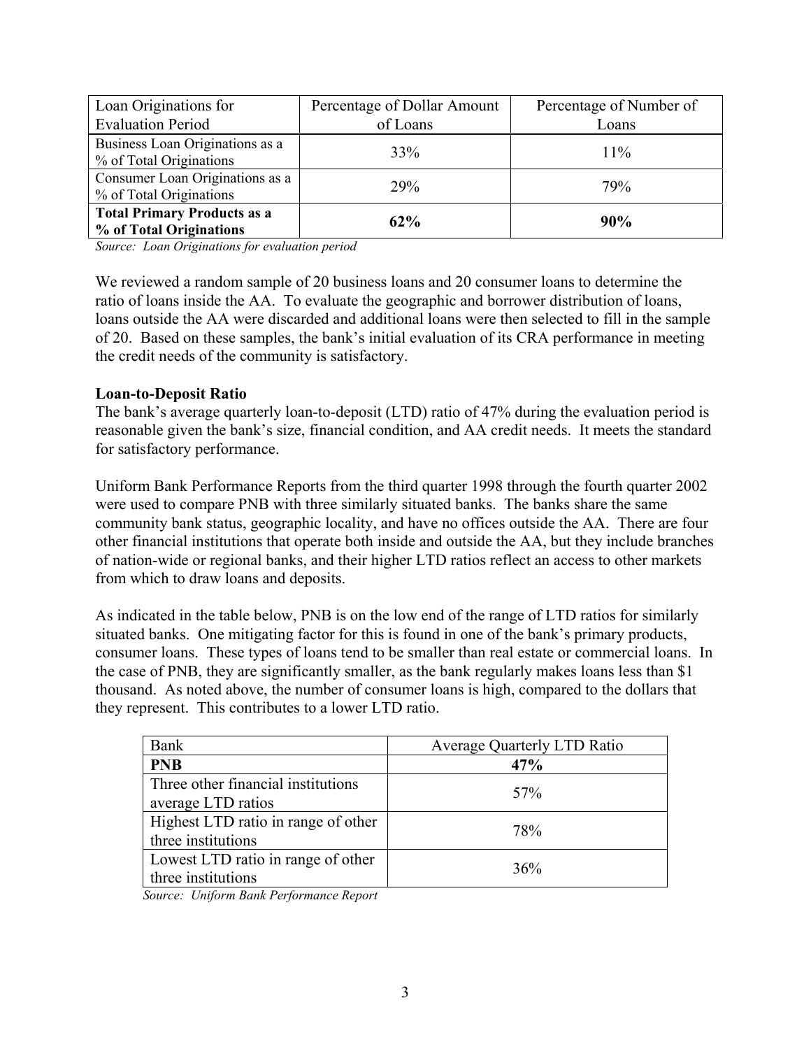| Loan Originations for Evaluation Period | Percentage of Dollar Amount of Loans | Percentage of Number of Loans |
|---|---|---|
| Business Loan Originations as a % of Total Originations | 33% | 11% |
| Consumer Loan Originations as a % of Total Originations | 29% | 79% |
| **Total Primary Products as a % of Total Originations** | **62%** | **90%** |

*Source: Loan Originations for evaluation period*

We reviewed a random sample of 20 business loans and 20 consumer loans to determine the ratio of loans inside the AA. To evaluate the geographic and borrower distribution of loans, loans outside the AA were discarded and additional loans were then selected to fill in the sample of 20. Based on these samples, the bank's initial evaluation of its CRA performance in meeting the credit needs of the community is satisfactory.

**Loan-to-Deposit Ratio**

The bank's average quarterly loan-to-deposit (LTD) ratio of 47% during the evaluation period is reasonable given the bank's size, financial condition, and AA credit needs. It meets the standard for satisfactory performance.

Uniform Bank Performance Reports from the third quarter 1998 through the fourth quarter 2002 were used to compare PNB with three similarly situated banks. The banks share the same community bank status, geographic locality, and have no offices outside the AA. There are four other financial institutions that operate both inside and outside the AA, but they include branches of nation-wide or regional banks, and their higher LTD ratios reflect an access to other markets from which to draw loans and deposits.

As indicated in the table below, PNB is on the low end of the range of LTD ratios for similarly situated banks. One mitigating factor for this is found in one of the bank's primary products, consumer loans. These types of loans tend to be smaller than real estate or commercial loans. In the case of PNB, they are significantly smaller, as the bank regularly makes loans less than $1 thousand. As noted above, the number of consumer loans is high, compared to the dollars that they represent. This contributes to a lower LTD ratio.

| Bank | Average Quarterly LTD Ratio |
|---|---|
| **PNB** | **47%** |
| Three other financial institutions average LTD ratios | 57% |
| Highest LTD ratio in range of other three institutions | 78% |
| Lowest LTD ratio in range of other three institutions | 36% |

*Source: Uniform Bank Performance Report*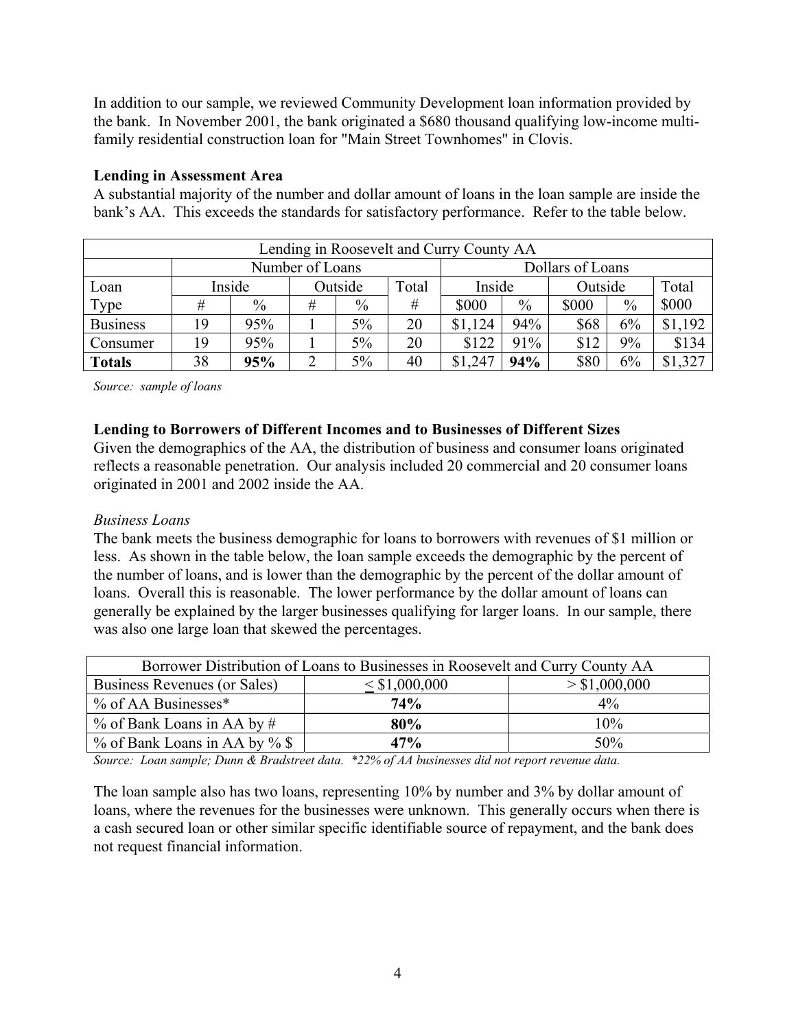In addition to our sample, we reviewed Community Development loan information provided by the bank. In November 2001, the bank originated a $680 thousand qualifying low-income multi-family residential construction loan for "Main Street Townhomes" in Clovis.

**Lending in Assessment Area**

A substantial majority of the number and dollar amount of loans in the loan sample are inside the bank's AA. This exceeds the standards for satisfactory performance. Refer to the table below.

| Lending in Roosevelt and Curry County AA | | | | | | | | | | |
|---|---|---|---|---|---|---|---|---|---|---|
| | Number of Loans | | | | | Dollars of Loans | | | | |
| Loan | Inside | | Outside | | Total | Inside | | Outside | | Total |
| Type | # | % | # | % | # | $000 | % | $000 | % | $000 |
| Business | 19 | 95% | 1 | 5% | 20 | $1,124 | 94% | $68 | 6% | $1,192 |
| Consumer | 19 | 95% | 1 | 5% | 20 | $122 | 91% | $12 | 9% | $134 |
| **Totals** | 38 | **95%** | 2 | 5% | 40 | $1,247 | **94%** | $80 | 6% | $1,327 |

*Source: sample of loans*

**Lending to Borrowers of Different Incomes and to Businesses of Different Sizes**

Given the demographics of the AA, the distribution of business and consumer loans originated reflects a reasonable penetration. Our analysis included 20 commercial and 20 consumer loans originated in 2001 and 2002 inside the AA.

*Business Loans*

The bank meets the business demographic for loans to borrowers with revenues of $1 million or less. As shown in the table below, the loan sample exceeds the demographic by the percent of the number of loans, and is lower than the demographic by the percent of the dollar amount of loans. Overall this is reasonable. The lower performance by the dollar amount of loans can generally be explained by the larger businesses qualifying for larger loans. In our sample, there was also one large loan that skewed the percentages.

| Borrower Distribution of Loans to Businesses in Roosevelt and Curry County AA | | |
|---|---|---|
| Business Revenues (or Sales) | ≤ $1,000,000 | > $1,000,000 |
| % of AA Businesses* | **74%** | 4% |
| % of Bank Loans in AA by # | **80%** | 10% |
| % of Bank Loans in AA by % $ | **47%** | 50% |

*Source: Loan sample; Dunn & Bradstreet data. *22% of AA businesses did not report revenue data.*

The loan sample also has two loans, representing 10% by number and 3% by dollar amount of loans, where the revenues for the businesses were unknown. This generally occurs when there is a cash secured loan or other similar specific identifiable source of repayment, and the bank does not request financial information.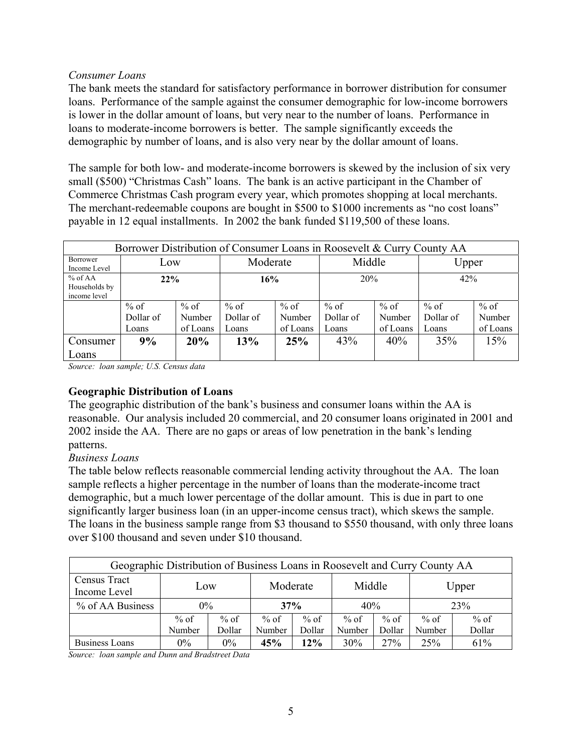*Consumer Loans*

The bank meets the standard for satisfactory performance in borrower distribution for consumer loans. Performance of the sample against the consumer demographic for low-income borrowers is lower in the dollar amount of loans, but very near to the number of loans. Performance in loans to moderate-income borrowers is better. The sample significantly exceeds the demographic by number of loans, and is also very near by the dollar amount of loans.

The sample for both low- and moderate-income borrowers is skewed by the inclusion of six very small ($500) "Christmas Cash" loans. The bank is an active participant in the Chamber of Commerce Christmas Cash program every year, which promotes shopping at local merchants. The merchant-redeemable coupons are bought in $500 to $1000 increments as "no cost loans" payable in 12 equal installments. In 2002 the bank funded $119,500 of these loans.

| Borrower Distribution of Consumer Loans in Roosevelt & Curry County AA | | | | | | | | |
|---|---|---|---|---|---|---|---|---|
| Borrower Income Level | Low | | Moderate | | Middle | | Upper | |
| % of AA Households by income level | **22%** | | **16%** | | 20% | | 42% | |
| | % of Dollar of Loans | % of Number of Loans | % of Dollar of Loans | % of Number of Loans | % of Dollar of Loans | % of Number of Loans | % of Dollar of Loans | % of Number of Loans |
| Consumer Loans | **9%** | **20%** | **13%** | **25%** | 43% | 40% | 35% | 15% |

*Source: loan sample; U.S. Census data*

**Geographic Distribution of Loans**

The geographic distribution of the bank's business and consumer loans within the AA is reasonable. Our analysis included 20 commercial, and 20 consumer loans originated in 2001 and 2002 inside the AA. There are no gaps or areas of low penetration in the bank's lending patterns.

*Business Loans*

The table below reflects reasonable commercial lending activity throughout the AA. The loan sample reflects a higher percentage in the number of loans than the moderate-income tract demographic, but a much lower percentage of the dollar amount. This is due in part to one significantly larger business loan (in an upper-income census tract), which skews the sample. The loans in the business sample range from $3 thousand to $550 thousand, with only three loans over $100 thousand and seven under $10 thousand.

| Geographic Distribution of Business Loans in Roosevelt and Curry County AA | | | | | | | | |
|---|---|---|---|---|---|---|---|---|
| Census Tract Income Level | Low | | Moderate | | Middle | | Upper | |
| % of AA Business | 0% | | **37%** | | 40% | | 23% | |
| | % of Number | % of Dollar | % of Number | % of Dollar | % of Number | % of Dollar | % of Number | % of Dollar |
| Business Loans | 0% | 0% | **45%** | **12%** | 30% | 27% | 25% | 61% |

*Source: loan sample and Dunn and Bradstreet Data*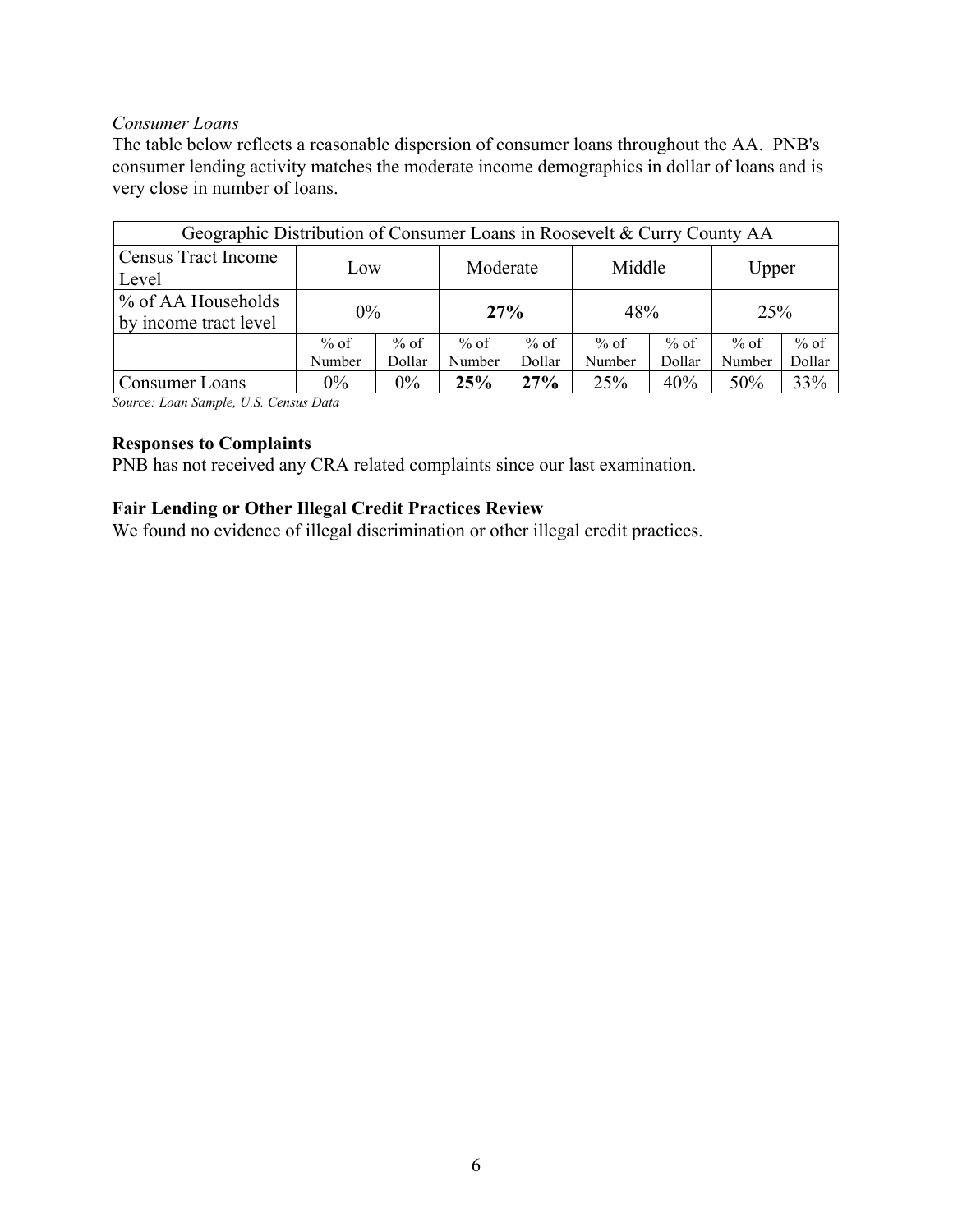*Consumer Loans*

The table below reflects a reasonable dispersion of consumer loans throughout the AA. PNB's consumer lending activity matches the moderate income demographics in dollar of loans and is very close in number of loans.

| Geographic Distribution of Consumer Loans in Roosevelt & Curry County AA | | | | | | | | |
|---|---|---|---|---|---|---|---|---|
| Census Tract Income Level | Low | | Moderate | | Middle | | Upper | |
| % of AA Households by income tract level | 0% | | **27%** | | 48% | | 25% | |
| | % of Number | % of Dollar | % of Number | % of Dollar | % of Number | % of Dollar | % of Number | % of Dollar |
| Consumer Loans | 0% | 0% | **25%** | **27%** | 25% | 40% | 50% | 33% |

*Source: Loan Sample, U.S. Census Data*

**Responses to Complaints**

PNB has not received any CRA related complaints since our last examination.

**Fair Lending or Other Illegal Credit Practices Review**

We found no evidence of illegal discrimination or other illegal credit practices.